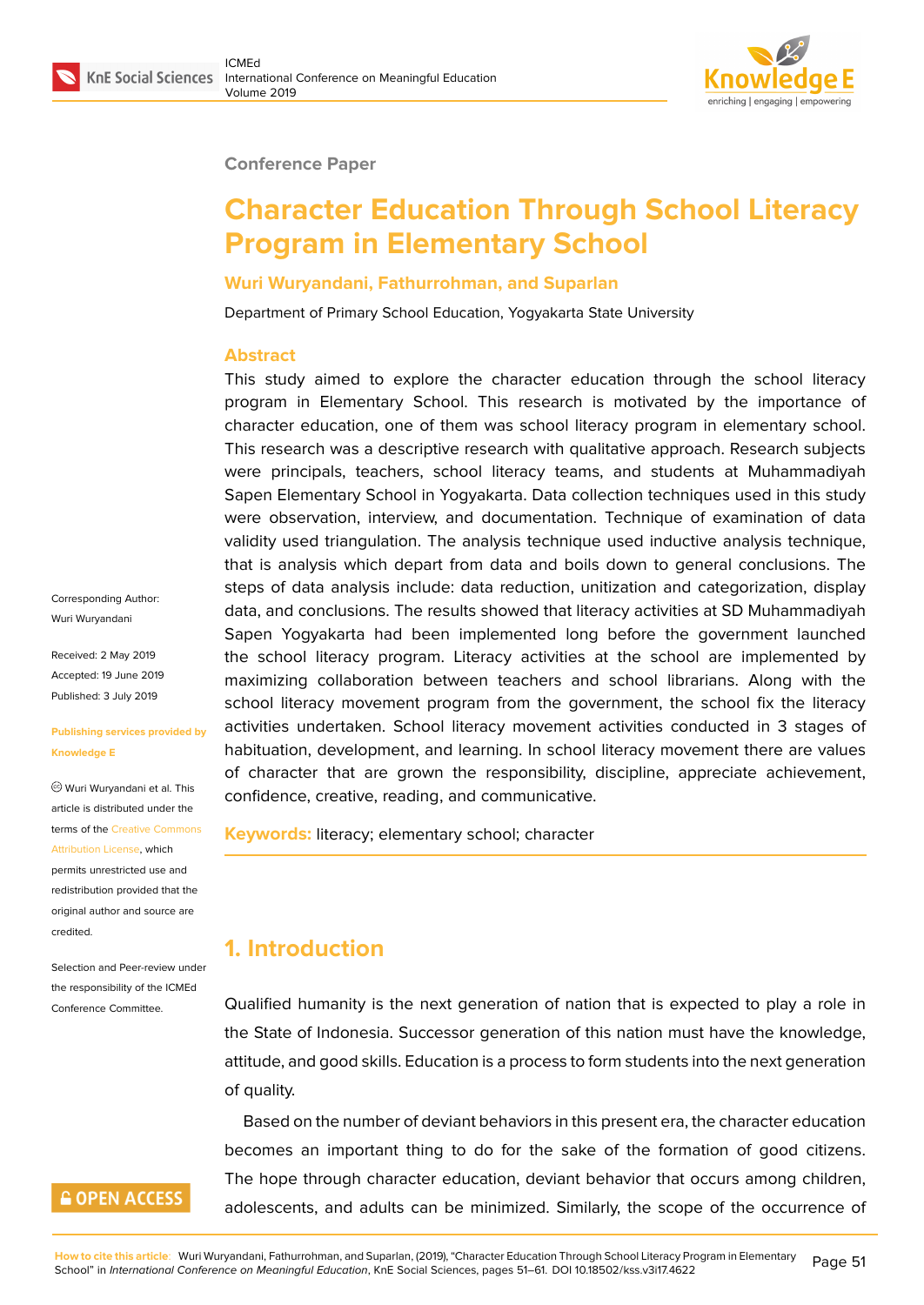Conference Paper

# Character Education Through School Literacy Program in Elementary School

**Wuri Wuryandani, Fathurrohman, and Suparlan**

Department of Primary School Education, Yogyakarta State University

## Abstract

This study aimed to explore the character education through the school literacy program in Elementary School. This research is motivated by the importance of character education, one of them was school literacy program in elementary school. This research was a descriptive research with qualitative approach. Research subjects were principals, teachers, school literacy teams, and students at Muhammadiyah Sapen Elementary School in Yogyakarta. Data collection techniques used in this study were observation, interview, and documentation. Technique of examination of data validity used triangulation. The analysis technique used inductive analysis technique, that is analysis which depart from data and boils down to general conclusions. The steps of data analysis include: data reduction, unitization and categorization, display data, and conclusions. The results showed that literacy activities at SD Muhammadiyah Sapen Yogyakarta had been implemented long before the government launched the school literacy program. Literacy activities at the school are implemented by maximizing collaboration between teachers and school librarians. Along with the school literacy movement program from the government, the school fix the literacy activities undertaken. School literacy movement activities conducted in 3 stages of habituation, development, and learning. In school literacy movement there are values of character that are grown the responsibility, discipline, appreciate achievement, confidence, creative, reading, and communicative.

**Keywords:** literacy; elementary school; character

Corresponding Author: Wuri Wuryandani

Received: 2 May 2019
Accepted: 19 June 2019
Published: 3 July 2019

Publishing services provided by Knowledge E

© Wuri Wuryandani et al. This article is distributed under the terms of the Creative Commons Attribution License, which permits unrestricted use and redistribution provided that the original author and source are credited.

Selection and Peer-review under the responsibility of the ICMEd Conference Committee.

## 1. Introduction

Qualified humanity is the next generation of nation that is expected to play a role in the State of Indonesia. Successor generation of this nation must have the knowledge, attitude, and good skills. Education is a process to form students into the next generation of quality.

Based on the number of deviant behaviors in this present era, the character education becomes an important thing to do for the sake of the formation of good citizens. The hope through character education, deviant behavior that occurs among children, adolescents, and adults can be minimized. Similarly, the scope of the occurrence of

**How to cite this article**: Wuri Wuryandani, Fathurrohman, and Suparlan, (2019), "Character Education Through School Literacy Program in Elementary School" in *International Conference on Meaningful Education*, KnE Social Sciences, pages 51–61. DOI 10.18502/kss.v3i17.4622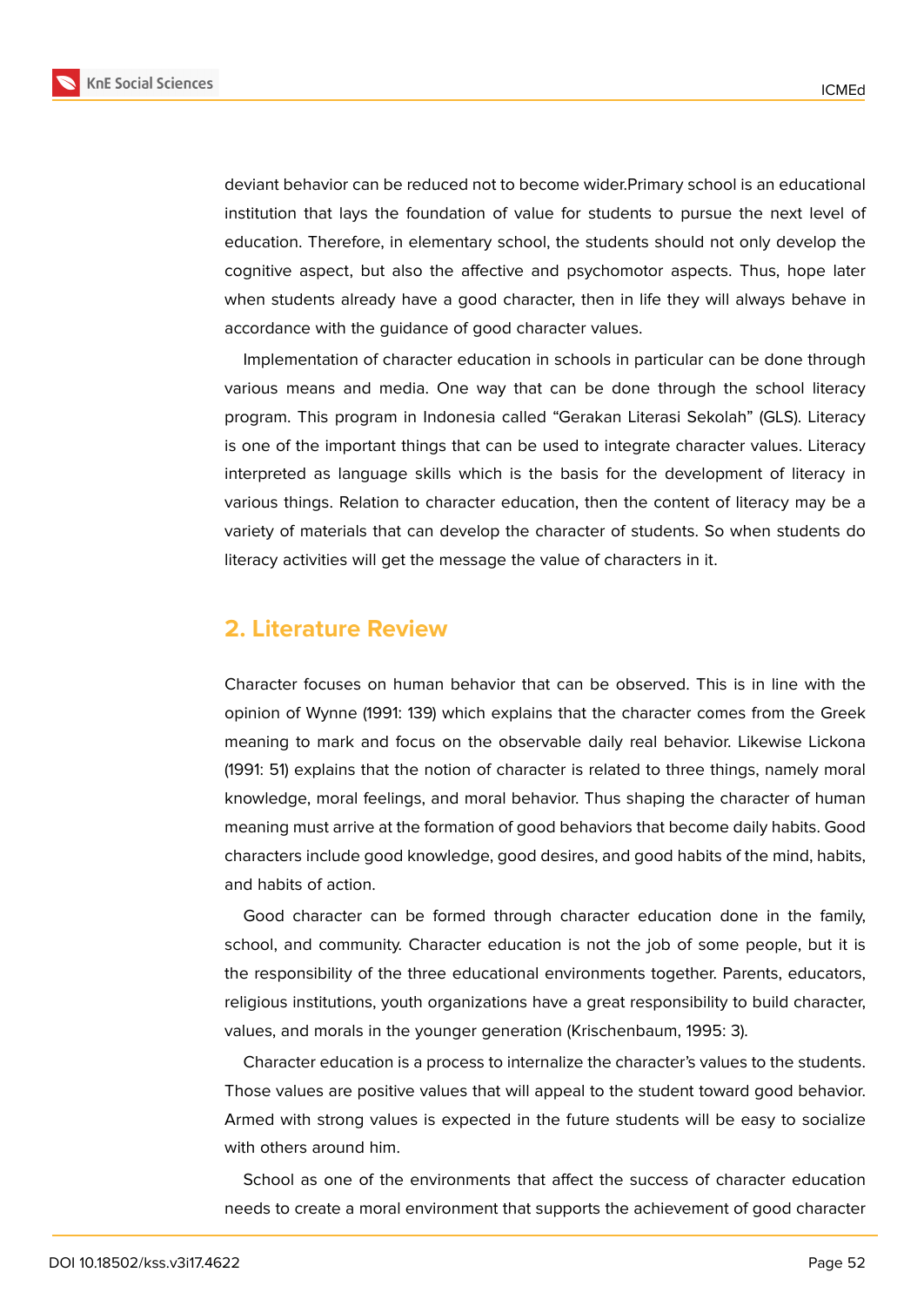deviant behavior can be reduced not to become wider.Primary school is an educational institution that lays the foundation of value for students to pursue the next level of education. Therefore, in elementary school, the students should not only develop the cognitive aspect, but also the affective and psychomotor aspects. Thus, hope later when students already have a good character, then in life they will always behave in accordance with the guidance of good character values.

Implementation of character education in schools in particular can be done through various means and media. One way that can be done through the school literacy program. This program in Indonesia called "Gerakan Literasi Sekolah" (GLS). Literacy is one of the important things that can be used to integrate character values. Literacy interpreted as language skills which is the basis for the development of literacy in various things. Relation to character education, then the content of literacy may be a variety of materials that can develop the character of students. So when students do literacy activities will get the message the value of characters in it.

## 2. Literature Review

Character focuses on human behavior that can be observed. This is in line with the opinion of Wynne (1991: 139) which explains that the character comes from the Greek meaning to mark and focus on the observable daily real behavior. Likewise Lickona (1991: 51) explains that the notion of character is related to three things, namely moral knowledge, moral feelings, and moral behavior. Thus shaping the character of human meaning must arrive at the formation of good behaviors that become daily habits. Good characters include good knowledge, good desires, and good habits of the mind, habits, and habits of action.

Good character can be formed through character education done in the family, school, and community. Character education is not the job of some people, but it is the responsibility of the three educational environments together. Parents, educators, religious institutions, youth organizations have a great responsibility to build character, values, and morals in the younger generation (Krischenbaum, 1995: 3).

Character education is a process to internalize the character's values to the students. Those values are positive values that will appeal to the student toward good behavior. Armed with strong values is expected in the future students will be easy to socialize with others around him.

School as one of the environments that affect the success of character education needs to create a moral environment that supports the achievement of good character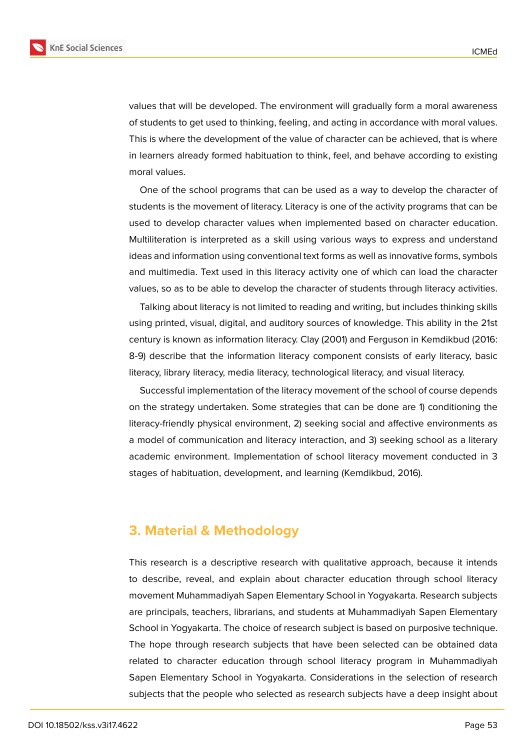values that will be developed. The environment will gradually form a moral awareness of students to get used to thinking, feeling, and acting in accordance with moral values. This is where the development of the value of character can be achieved, that is where in learners already formed habituation to think, feel, and behave according to existing moral values.

One of the school programs that can be used as a way to develop the character of students is the movement of literacy. Literacy is one of the activity programs that can be used to develop character values when implemented based on character education. Multiliteration is interpreted as a skill using various ways to express and understand ideas and information using conventional text forms as well as innovative forms, symbols and multimedia. Text used in this literacy activity one of which can load the character values, so as to be able to develop the character of students through literacy activities.

Talking about literacy is not limited to reading and writing, but includes thinking skills using printed, visual, digital, and auditory sources of knowledge. This ability in the 21st century is known as information literacy. Clay (2001) and Ferguson in Kemdikbud (2016: 8-9) describe that the information literacy component consists of early literacy, basic literacy, library literacy, media literacy, technological literacy, and visual literacy.

Successful implementation of the literacy movement of the school of course depends on the strategy undertaken. Some strategies that can be done are 1) conditioning the literacy-friendly physical environment, 2) seeking social and affective environments as a model of communication and literacy interaction, and 3) seeking school as a literary academic environment. Implementation of school literacy movement conducted in 3 stages of habituation, development, and learning (Kemdikbud, 2016).

## 3. Material & Methodology

This research is a descriptive research with qualitative approach, because it intends to describe, reveal, and explain about character education through school literacy movement Muhammadiyah Sapen Elementary School in Yogyakarta. Research subjects are principals, teachers, librarians, and students at Muhammadiyah Sapen Elementary School in Yogyakarta. The choice of research subject is based on purposive technique. The hope through research subjects that have been selected can be obtained data related to character education through school literacy program in Muhammadiyah Sapen Elementary School in Yogyakarta. Considerations in the selection of research subjects that the people who selected as research subjects have a deep insight about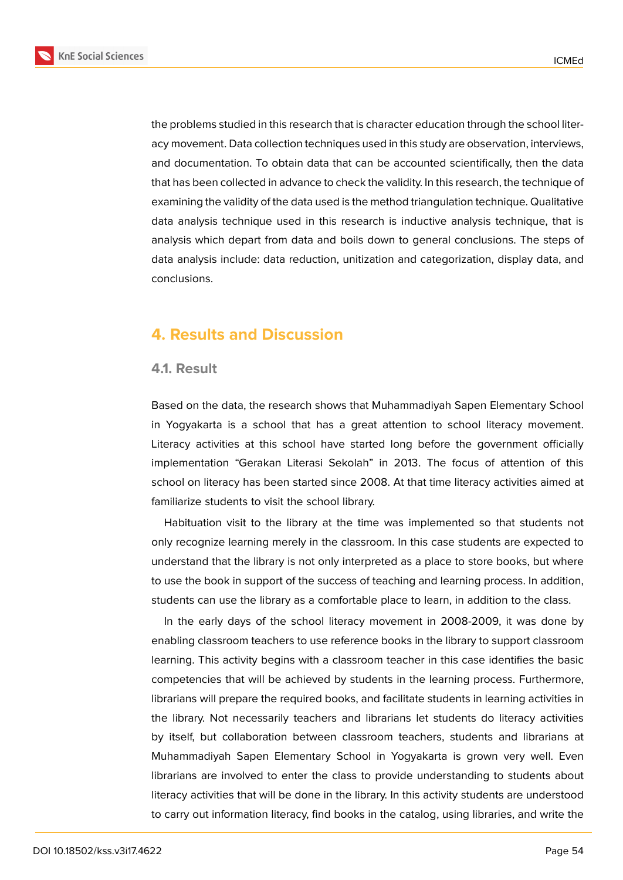the problems studied in this research that is character education through the school literacy movement. Data collection techniques used in this study are observation, interviews, and documentation. To obtain data that can be accounted scientifically, then the data that has been collected in advance to check the validity. In this research, the technique of examining the validity of the data used is the method triangulation technique. Qualitative data analysis technique used in this research is inductive analysis technique, that is analysis which depart from data and boils down to general conclusions. The steps of data analysis include: data reduction, unitization and categorization, display data, and conclusions.

## 4. Results and Discussion

### 4.1. Result

Based on the data, the research shows that Muhammadiyah Sapen Elementary School in Yogyakarta is a school that has a great attention to school literacy movement. Literacy activities at this school have started long before the government officially implementation "Gerakan Literasi Sekolah" in 2013. The focus of attention of this school on literacy has been started since 2008. At that time literacy activities aimed at familiarize students to visit the school library.

Habituation visit to the library at the time was implemented so that students not only recognize learning merely in the classroom. In this case students are expected to understand that the library is not only interpreted as a place to store books, but where to use the book in support of the success of teaching and learning process. In addition, students can use the library as a comfortable place to learn, in addition to the class.

In the early days of the school literacy movement in 2008-2009, it was done by enabling classroom teachers to use reference books in the library to support classroom learning. This activity begins with a classroom teacher in this case identifies the basic competencies that will be achieved by students in the learning process. Furthermore, librarians will prepare the required books, and facilitate students in learning activities in the library. Not necessarily teachers and librarians let students do literacy activities by itself, but collaboration between classroom teachers, students and librarians at Muhammadiyah Sapen Elementary School in Yogyakarta is grown very well. Even librarians are involved to enter the class to provide understanding to students about literacy activities that will be done in the library. In this activity students are understood to carry out information literacy, find books in the catalog, using libraries, and write the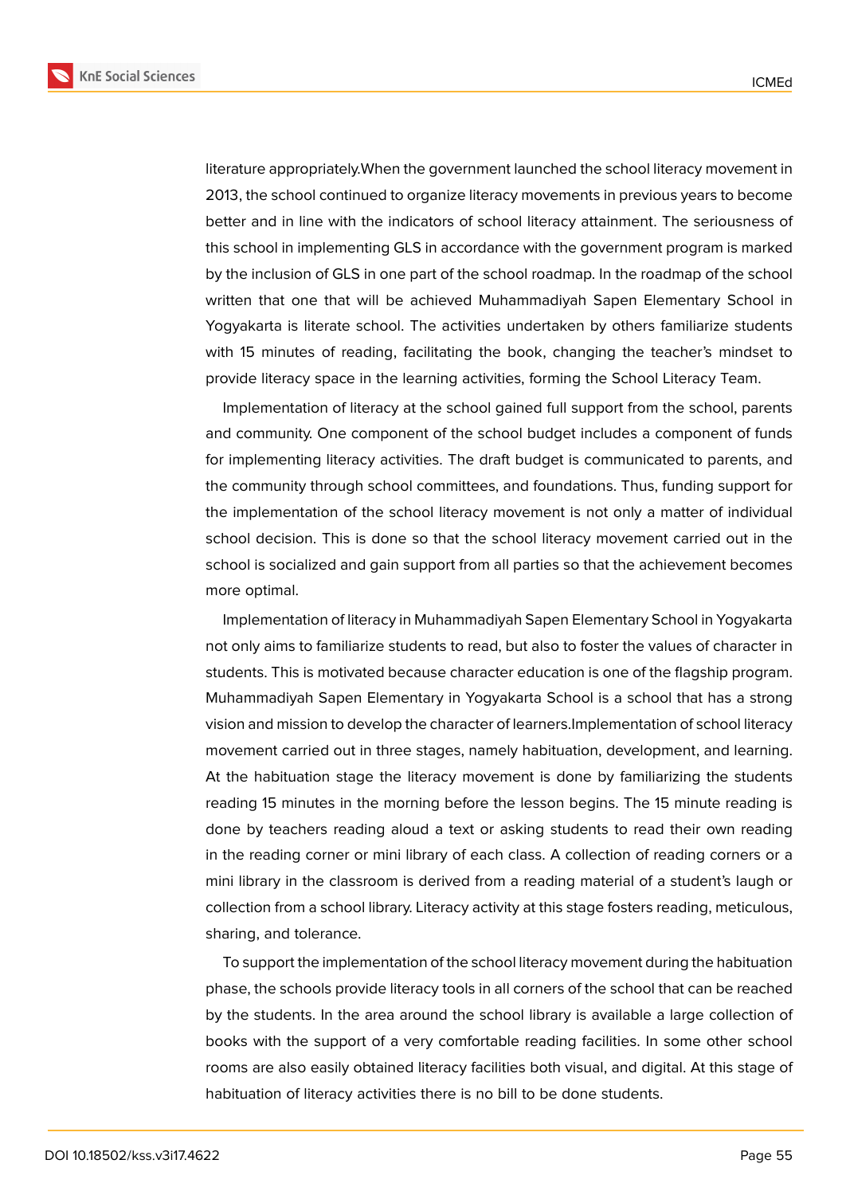literature appropriately.When the government launched the school literacy movement in 2013, the school continued to organize literacy movements in previous years to become better and in line with the indicators of school literacy attainment. The seriousness of this school in implementing GLS in accordance with the government program is marked by the inclusion of GLS in one part of the school roadmap. In the roadmap of the school written that one that will be achieved Muhammadiyah Sapen Elementary School in Yogyakarta is literate school. The activities undertaken by others familiarize students with 15 minutes of reading, facilitating the book, changing the teacher's mindset to provide literacy space in the learning activities, forming the School Literacy Team.

Implementation of literacy at the school gained full support from the school, parents and community. One component of the school budget includes a component of funds for implementing literacy activities. The draft budget is communicated to parents, and the community through school committees, and foundations. Thus, funding support for the implementation of the school literacy movement is not only a matter of individual school decision. This is done so that the school literacy movement carried out in the school is socialized and gain support from all parties so that the achievement becomes more optimal.

Implementation of literacy in Muhammadiyah Sapen Elementary School in Yogyakarta not only aims to familiarize students to read, but also to foster the values of character in students. This is motivated because character education is one of the flagship program. Muhammadiyah Sapen Elementary in Yogyakarta School is a school that has a strong vision and mission to develop the character of learners.Implementation of school literacy movement carried out in three stages, namely habituation, development, and learning. At the habituation stage the literacy movement is done by familiarizing the students reading 15 minutes in the morning before the lesson begins. The 15 minute reading is done by teachers reading aloud a text or asking students to read their own reading in the reading corner or mini library of each class. A collection of reading corners or a mini library in the classroom is derived from a reading material of a student's laugh or collection from a school library. Literacy activity at this stage fosters reading, meticulous, sharing, and tolerance.

To support the implementation of the school literacy movement during the habituation phase, the schools provide literacy tools in all corners of the school that can be reached by the students. In the area around the school library is available a large collection of books with the support of a very comfortable reading facilities. In some other school rooms are also easily obtained literacy facilities both visual, and digital. At this stage of habituation of literacy activities there is no bill to be done students.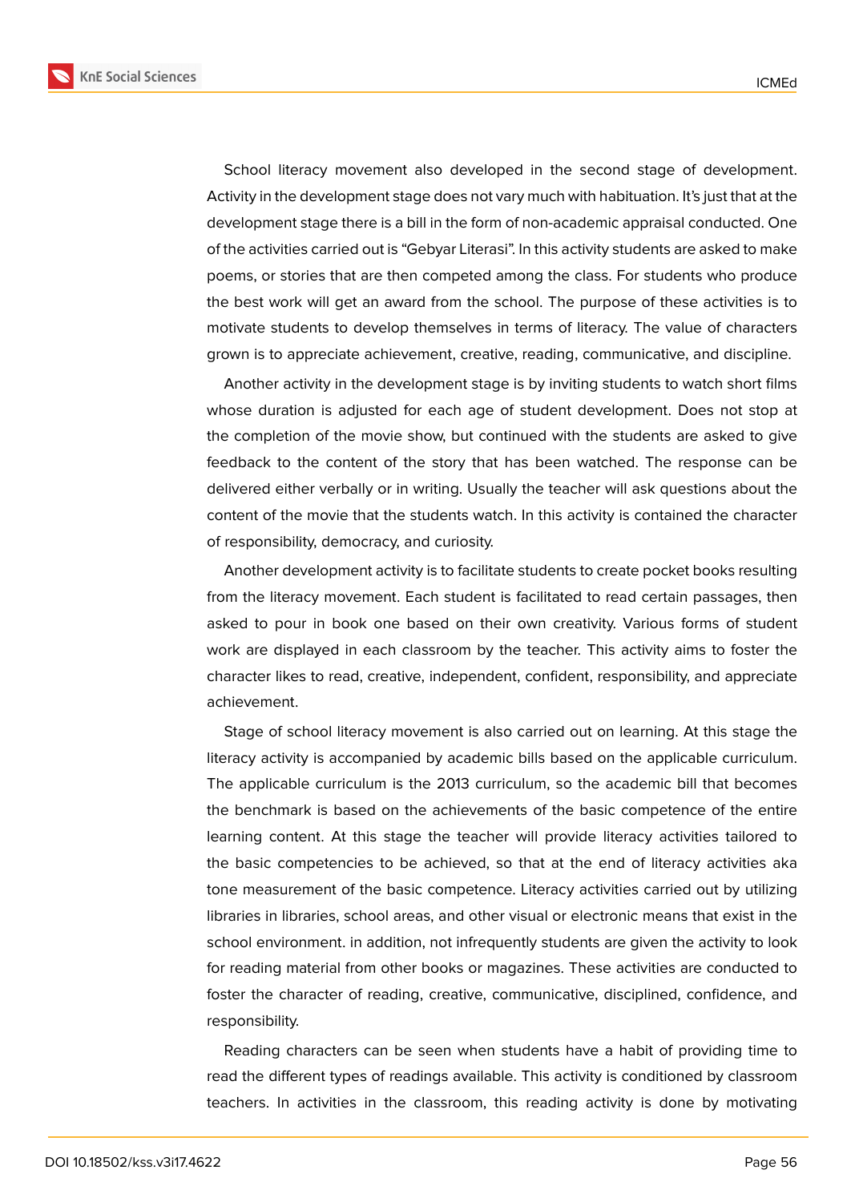School literacy movement also developed in the second stage of development. Activity in the development stage does not vary much with habituation. It's just that at the development stage there is a bill in the form of non-academic appraisal conducted. One of the activities carried out is "Gebyar Literasi". In this activity students are asked to make poems, or stories that are then competed among the class. For students who produce the best work will get an award from the school. The purpose of these activities is to motivate students to develop themselves in terms of literacy. The value of characters grown is to appreciate achievement, creative, reading, communicative, and discipline.

Another activity in the development stage is by inviting students to watch short films whose duration is adjusted for each age of student development. Does not stop at the completion of the movie show, but continued with the students are asked to give feedback to the content of the story that has been watched. The response can be delivered either verbally or in writing. Usually the teacher will ask questions about the content of the movie that the students watch. In this activity is contained the character of responsibility, democracy, and curiosity.

Another development activity is to facilitate students to create pocket books resulting from the literacy movement. Each student is facilitated to read certain passages, then asked to pour in book one based on their own creativity. Various forms of student work are displayed in each classroom by the teacher. This activity aims to foster the character likes to read, creative, independent, confident, responsibility, and appreciate achievement.

Stage of school literacy movement is also carried out on learning. At this stage the literacy activity is accompanied by academic bills based on the applicable curriculum. The applicable curriculum is the 2013 curriculum, so the academic bill that becomes the benchmark is based on the achievements of the basic competence of the entire learning content. At this stage the teacher will provide literacy activities tailored to the basic competencies to be achieved, so that at the end of literacy activities aka tone measurement of the basic competence. Literacy activities carried out by utilizing libraries in libraries, school areas, and other visual or electronic means that exist in the school environment. in addition, not infrequently students are given the activity to look for reading material from other books or magazines. These activities are conducted to foster the character of reading, creative, communicative, disciplined, confidence, and responsibility.

Reading characters can be seen when students have a habit of providing time to read the different types of readings available. This activity is conditioned by classroom teachers. In activities in the classroom, this reading activity is done by motivating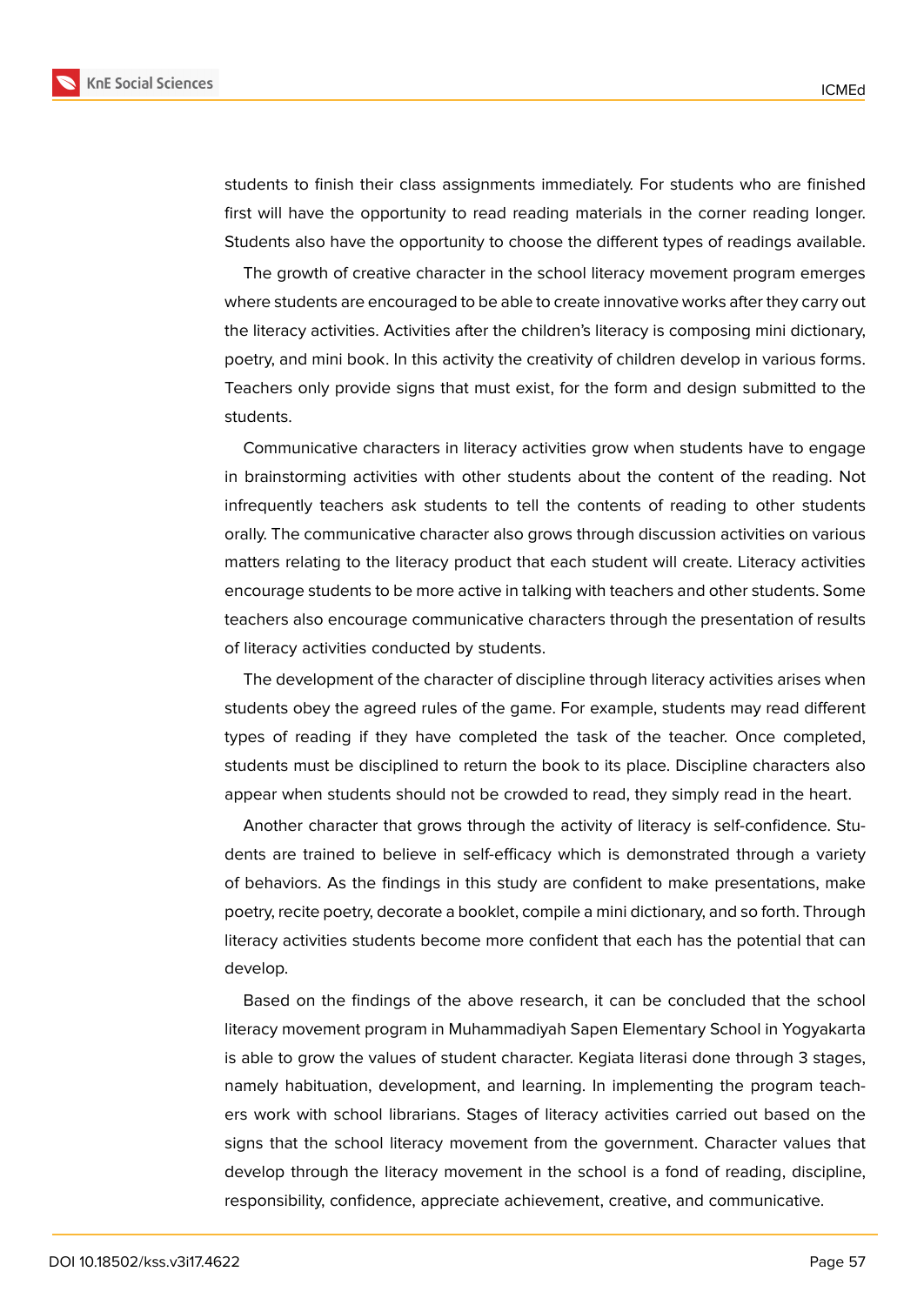students to finish their class assignments immediately. For students who are finished first will have the opportunity to read reading materials in the corner reading longer. Students also have the opportunity to choose the different types of readings available.

The growth of creative character in the school literacy movement program emerges where students are encouraged to be able to create innovative works after they carry out the literacy activities. Activities after the children's literacy is composing mini dictionary, poetry, and mini book. In this activity the creativity of children develop in various forms. Teachers only provide signs that must exist, for the form and design submitted to the students.

Communicative characters in literacy activities grow when students have to engage in brainstorming activities with other students about the content of the reading. Not infrequently teachers ask students to tell the contents of reading to other students orally. The communicative character also grows through discussion activities on various matters relating to the literacy product that each student will create. Literacy activities encourage students to be more active in talking with teachers and other students. Some teachers also encourage communicative characters through the presentation of results of literacy activities conducted by students.

The development of the character of discipline through literacy activities arises when students obey the agreed rules of the game. For example, students may read different types of reading if they have completed the task of the teacher. Once completed, students must be disciplined to return the book to its place. Discipline characters also appear when students should not be crowded to read, they simply read in the heart.

Another character that grows through the activity of literacy is self-confidence. Students are trained to believe in self-efficacy which is demonstrated through a variety of behaviors. As the findings in this study are confident to make presentations, make poetry, recite poetry, decorate a booklet, compile a mini dictionary, and so forth. Through literacy activities students become more confident that each has the potential that can develop.

Based on the findings of the above research, it can be concluded that the school literacy movement program in Muhammadiyah Sapen Elementary School in Yogyakarta is able to grow the values of student character. Kegiata literasi done through 3 stages, namely habituation, development, and learning. In implementing the program teachers work with school librarians. Stages of literacy activities carried out based on the signs that the school literacy movement from the government. Character values that develop through the literacy movement in the school is a fond of reading, discipline, responsibility, confidence, appreciate achievement, creative, and communicative.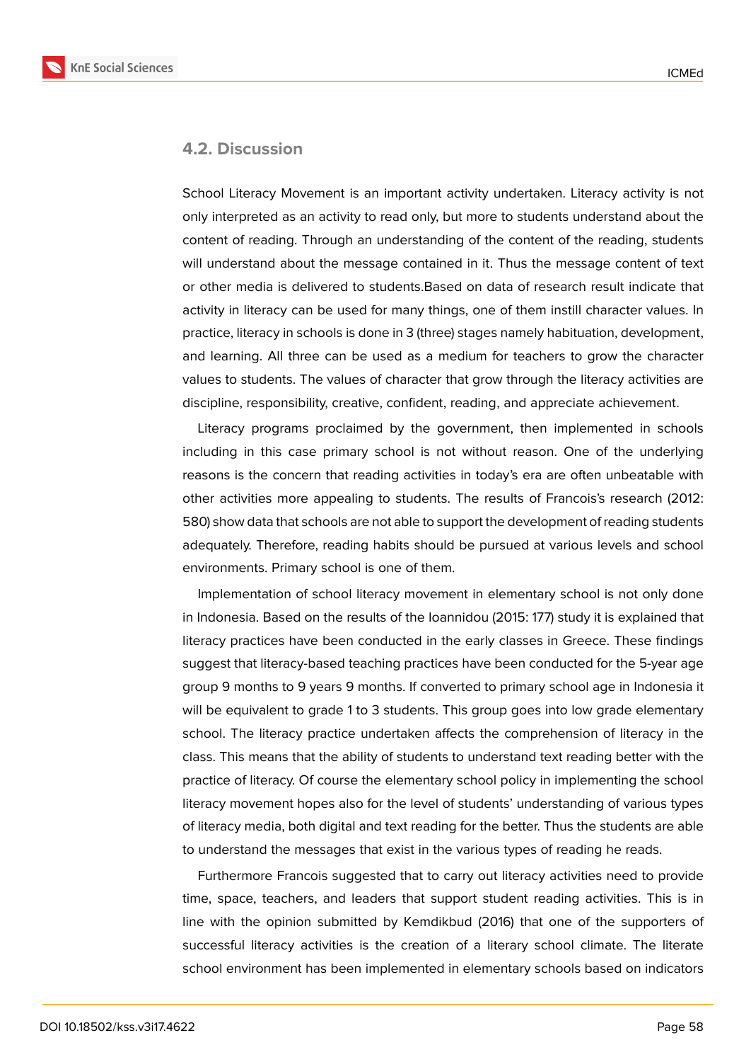### 4.2. Discussion

School Literacy Movement is an important activity undertaken. Literacy activity is not only interpreted as an activity to read only, but more to students understand about the content of reading. Through an understanding of the content of the reading, students will understand about the message contained in it. Thus the message content of text or other media is delivered to students.Based on data of research result indicate that activity in literacy can be used for many things, one of them instill character values. In practice, literacy in schools is done in 3 (three) stages namely habituation, development, and learning. All three can be used as a medium for teachers to grow the character values to students. The values of character that grow through the literacy activities are discipline, responsibility, creative, confident, reading, and appreciate achievement.

Literacy programs proclaimed by the government, then implemented in schools including in this case primary school is not without reason. One of the underlying reasons is the concern that reading activities in today's era are often unbeatable with other activities more appealing to students. The results of Francois's research (2012: 580) show data that schools are not able to support the development of reading students adequately. Therefore, reading habits should be pursued at various levels and school environments. Primary school is one of them.

Implementation of school literacy movement in elementary school is not only done in Indonesia. Based on the results of the Ioannidou (2015: 177) study it is explained that literacy practices have been conducted in the early classes in Greece. These findings suggest that literacy-based teaching practices have been conducted for the 5-year age group 9 months to 9 years 9 months. If converted to primary school age in Indonesia it will be equivalent to grade 1 to 3 students. This group goes into low grade elementary school. The literacy practice undertaken affects the comprehension of literacy in the class. This means that the ability of students to understand text reading better with the practice of literacy. Of course the elementary school policy in implementing the school literacy movement hopes also for the level of students' understanding of various types of literacy media, both digital and text reading for the better. Thus the students are able to understand the messages that exist in the various types of reading he reads.

Furthermore Francois suggested that to carry out literacy activities need to provide time, space, teachers, and leaders that support student reading activities. This is in line with the opinion submitted by Kemdikbud (2016) that one of the supporters of successful literacy activities is the creation of a literary school climate. The literate school environment has been implemented in elementary schools based on indicators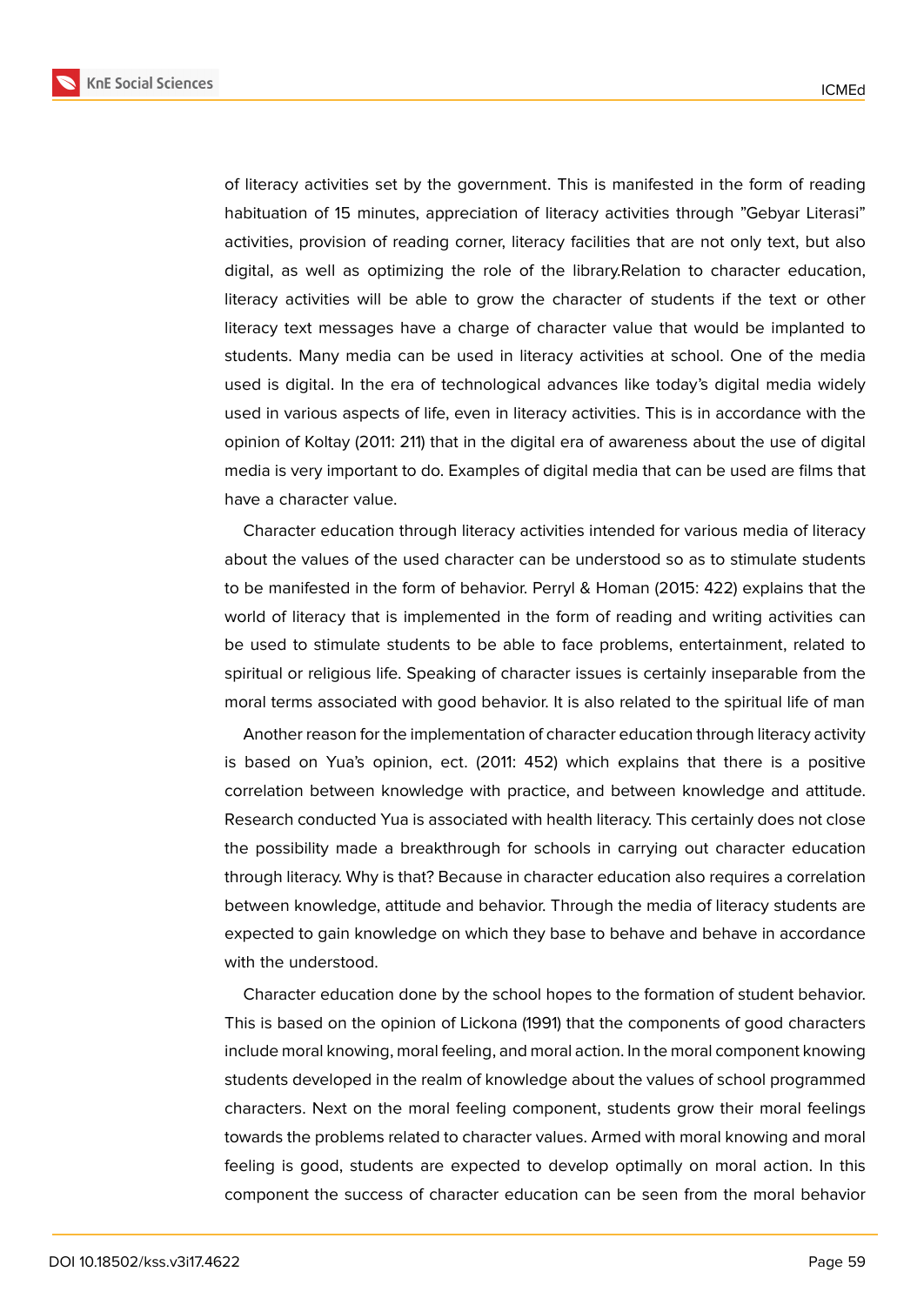of literacy activities set by the government. This is manifested in the form of reading habituation of 15 minutes, appreciation of literacy activities through "Gebyar Literasi" activities, provision of reading corner, literacy facilities that are not only text, but also digital, as well as optimizing the role of the library.Relation to character education, literacy activities will be able to grow the character of students if the text or other literacy text messages have a charge of character value that would be implanted to students. Many media can be used in literacy activities at school. One of the media used is digital. In the era of technological advances like today's digital media widely used in various aspects of life, even in literacy activities. This is in accordance with the opinion of Koltay (2011: 211) that in the digital era of awareness about the use of digital media is very important to do. Examples of digital media that can be used are films that have a character value.

Character education through literacy activities intended for various media of literacy about the values of the used character can be understood so as to stimulate students to be manifested in the form of behavior. Perryl & Homan (2015: 422) explains that the world of literacy that is implemented in the form of reading and writing activities can be used to stimulate students to be able to face problems, entertainment, related to spiritual or religious life. Speaking of character issues is certainly inseparable from the moral terms associated with good behavior. It is also related to the spiritual life of man

Another reason for the implementation of character education through literacy activity is based on Yua's opinion, ect. (2011: 452) which explains that there is a positive correlation between knowledge with practice, and between knowledge and attitude. Research conducted Yua is associated with health literacy. This certainly does not close the possibility made a breakthrough for schools in carrying out character education through literacy. Why is that? Because in character education also requires a correlation between knowledge, attitude and behavior. Through the media of literacy students are expected to gain knowledge on which they base to behave and behave in accordance with the understood.

Character education done by the school hopes to the formation of student behavior. This is based on the opinion of Lickona (1991) that the components of good characters include moral knowing, moral feeling, and moral action. In the moral component knowing students developed in the realm of knowledge about the values of school programmed characters. Next on the moral feeling component, students grow their moral feelings towards the problems related to character values. Armed with moral knowing and moral feeling is good, students are expected to develop optimally on moral action. In this component the success of character education can be seen from the moral behavior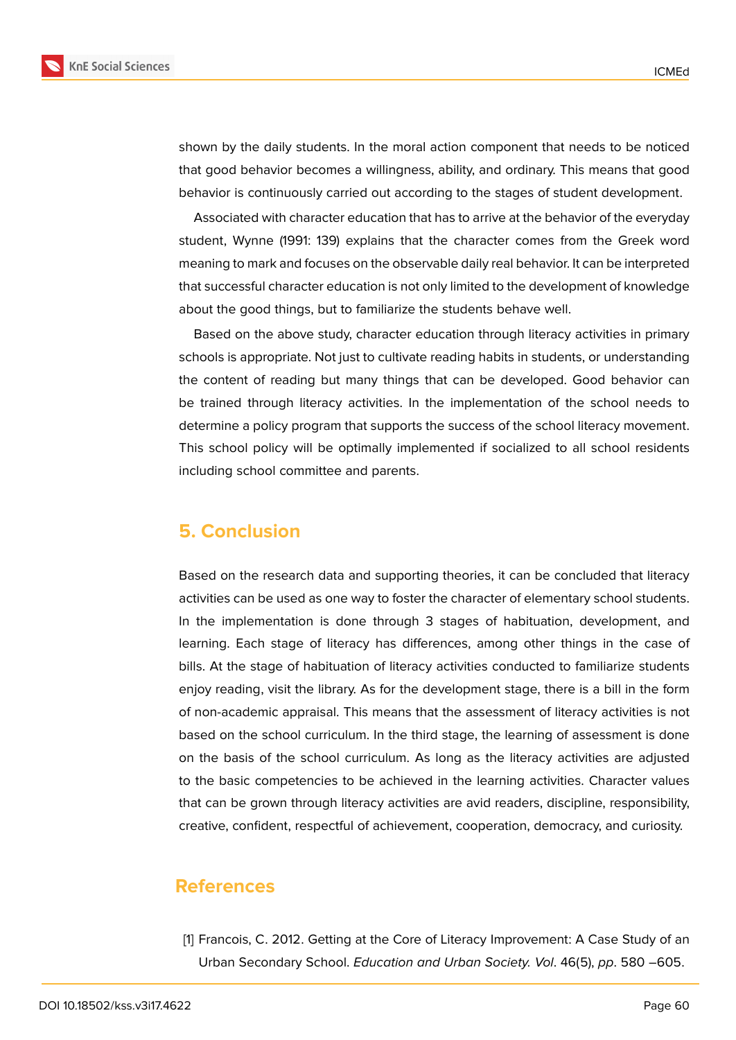shown by the daily students. In the moral action component that needs to be noticed that good behavior becomes a willingness, ability, and ordinary. This means that good behavior is continuously carried out according to the stages of student development.

Associated with character education that has to arrive at the behavior of the everyday student, Wynne (1991: 139) explains that the character comes from the Greek word meaning to mark and focuses on the observable daily real behavior. It can be interpreted that successful character education is not only limited to the development of knowledge about the good things, but to familiarize the students behave well.

Based on the above study, character education through literacy activities in primary schools is appropriate. Not just to cultivate reading habits in students, or understanding the content of reading but many things that can be developed. Good behavior can be trained through literacy activities. In the implementation of the school needs to determine a policy program that supports the success of the school literacy movement. This school policy will be optimally implemented if socialized to all school residents including school committee and parents.

## 5. Conclusion

Based on the research data and supporting theories, it can be concluded that literacy activities can be used as one way to foster the character of elementary school students. In the implementation is done through 3 stages of habituation, development, and learning. Each stage of literacy has differences, among other things in the case of bills. At the stage of habituation of literacy activities conducted to familiarize students enjoy reading, visit the library. As for the development stage, there is a bill in the form of non-academic appraisal. This means that the assessment of literacy activities is not based on the school curriculum. In the third stage, the learning of assessment is done on the basis of the school curriculum. As long as the literacy activities are adjusted to the basic competencies to be achieved in the learning activities. Character values that can be grown through literacy activities are avid readers, discipline, responsibility, creative, confident, respectful of achievement, cooperation, democracy, and curiosity.

## References

[1] Francois, C. 2012. Getting at the Core of Literacy Improvement: A Case Study of an Urban Secondary School. *Education and Urban Society. Vol*. 46(5), *pp*. 580 –605.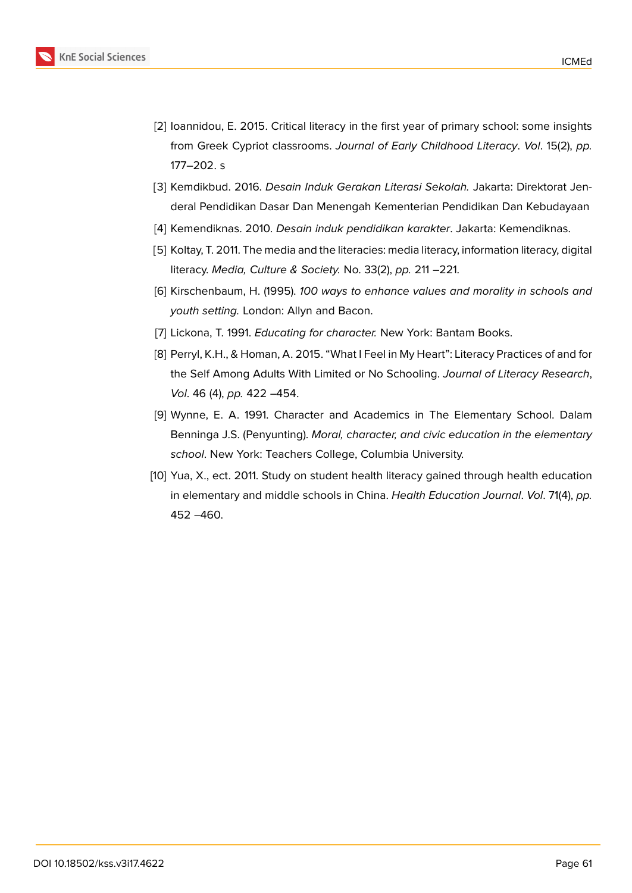[2] Ioannidou, E. 2015. Critical literacy in the first year of primary school: some insights from Greek Cypriot classrooms. *Journal of Early Childhood Literacy*. *Vol*. 15(2), *pp.* 177–202. s

[3] Kemdikbud. 2016. *Desain Induk Gerakan Literasi Sekolah.* Jakarta: Direktorat Jenderal Pendidikan Dasar Dan Menengah Kementerian Pendidikan Dan Kebudayaan

[4] Kemendiknas. 2010. *Desain induk pendidikan karakter*. Jakarta: Kemendiknas.

[5] Koltay, T. 2011. The media and the literacies: media literacy, information literacy, digital literacy. *Media, Culture & Society.* No. 33(2), *pp.* 211 –221.

[6] Kirschenbaum, H. (1995). *100 ways to enhance values and morality in schools and youth setting.* London: Allyn and Bacon.

[7] Lickona, T. 1991. *Educating for character.* New York: Bantam Books.

[8] Perryl, K.H., & Homan, A. 2015. "What I Feel in My Heart": Literacy Practices of and for the Self Among Adults With Limited or No Schooling. *Journal of Literacy Research*, *Vol*. 46 (4), *pp.* 422 –454.

[9] Wynne, E. A. 1991. Character and Academics in The Elementary School. Dalam Benninga J.S. (Penyunting). *Moral, character, and civic education in the elementary school*. New York: Teachers College, Columbia University.

[10] Yua, X., ect. 2011. Study on student health literacy gained through health education in elementary and middle schools in China. *Health Education Journal*. *Vol*. 71(4), *pp.* 452 –460.